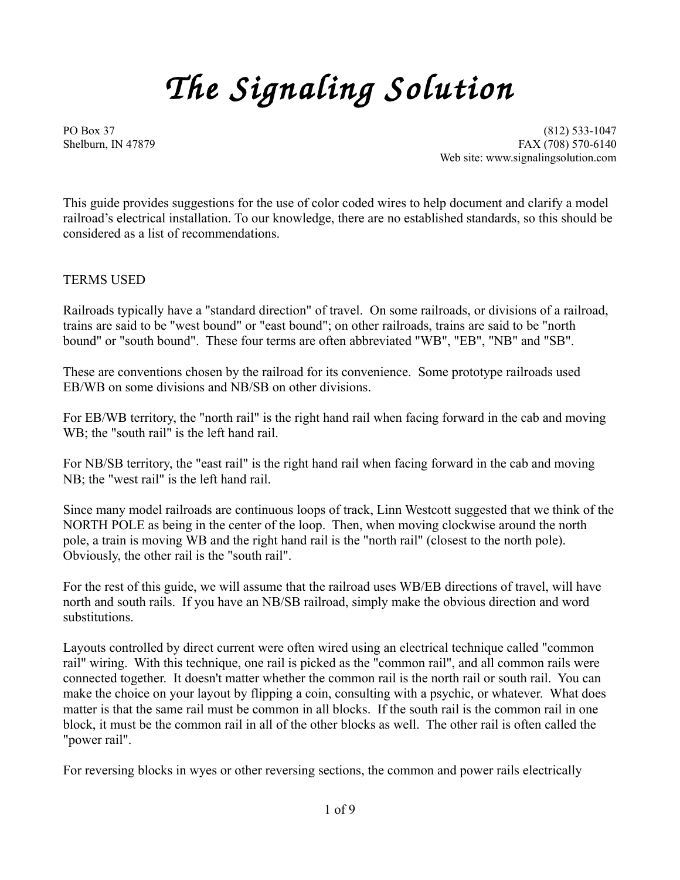# *The Signaling Solution*

PO Box 37
Shelburn, IN 47879

(812) 533-1047
FAX (708) 570-6140
Web site: www.signalingsolution.com

This guide provides suggestions for the use of color coded wires to help document and clarify a model railroad's electrical installation. To our knowledge, there are no established standards, so this should be considered as a list of recommendations.

TERMS USED

Railroads typically have a "standard direction" of travel. On some railroads, or divisions of a railroad, trains are said to be "west bound" or "east bound"; on other railroads, trains are said to be "north bound" or "south bound". These four terms are often abbreviated "WB", "EB", "NB" and "SB".

These are conventions chosen by the railroad for its convenience. Some prototype railroads used EB/WB on some divisions and NB/SB on other divisions.

For EB/WB territory, the "north rail" is the right hand rail when facing forward in the cab and moving WB; the "south rail" is the left hand rail.

For NB/SB territory, the "east rail" is the right hand rail when facing forward in the cab and moving NB; the "west rail" is the left hand rail.

Since many model railroads are continuous loops of track, Linn Westcott suggested that we think of the NORTH POLE as being in the center of the loop. Then, when moving clockwise around the north pole, a train is moving WB and the right hand rail is the "north rail" (closest to the north pole). Obviously, the other rail is the "south rail".

For the rest of this guide, we will assume that the railroad uses WB/EB directions of travel, will have north and south rails. If you have an NB/SB railroad, simply make the obvious direction and word substitutions.

Layouts controlled by direct current were often wired using an electrical technique called "common rail" wiring. With this technique, one rail is picked as the "common rail", and all common rails were connected together. It doesn't matter whether the common rail is the north rail or south rail. You can make the choice on your layout by flipping a coin, consulting with a psychic, or whatever. What does matter is that the same rail must be common in all blocks. If the south rail is the common rail in one block, it must be the common rail in all of the other blocks as well. The other rail is often called the "power rail".

For reversing blocks in wyes or other reversing sections, the common and power rails electrically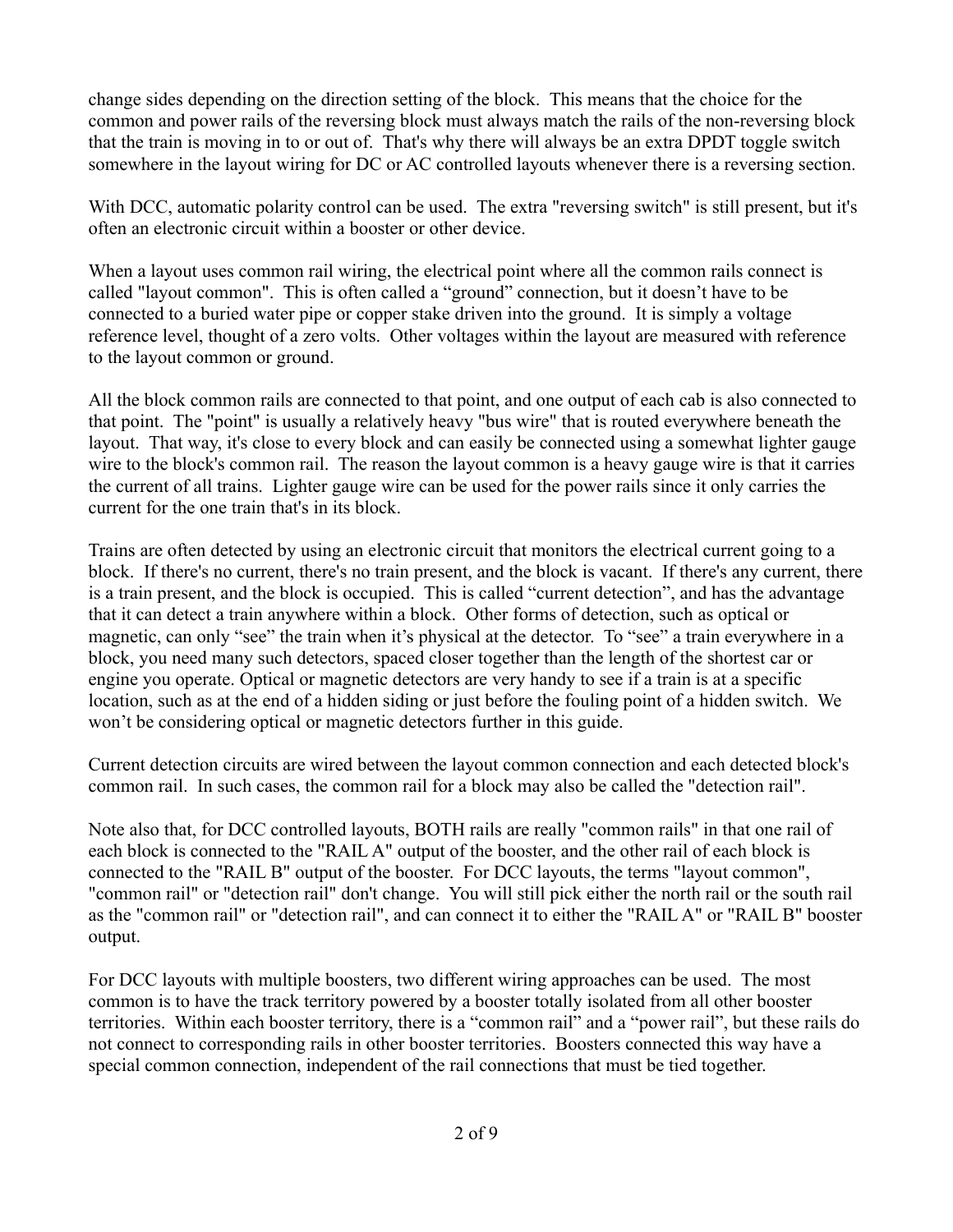change sides depending on the direction setting of the block. This means that the choice for the common and power rails of the reversing block must always match the rails of the non-reversing block that the train is moving in to or out of. That's why there will always be an extra DPDT toggle switch somewhere in the layout wiring for DC or AC controlled layouts whenever there is a reversing section.

With DCC, automatic polarity control can be used. The extra "reversing switch" is still present, but it's often an electronic circuit within a booster or other device.

When a layout uses common rail wiring, the electrical point where all the common rails connect is called "layout common". This is often called a “ground” connection, but it doesn’t have to be connected to a buried water pipe or copper stake driven into the ground. It is simply a voltage reference level, thought of a zero volts. Other voltages within the layout are measured with reference to the layout common or ground.

All the block common rails are connected to that point, and one output of each cab is also connected to that point. The "point" is usually a relatively heavy "bus wire" that is routed everywhere beneath the layout. That way, it's close to every block and can easily be connected using a somewhat lighter gauge wire to the block's common rail. The reason the layout common is a heavy gauge wire is that it carries the current of all trains. Lighter gauge wire can be used for the power rails since it only carries the current for the one train that's in its block.

Trains are often detected by using an electronic circuit that monitors the electrical current going to a block. If there's no current, there's no train present, and the block is vacant. If there's any current, there is a train present, and the block is occupied. This is called “current detection”, and has the advantage that it can detect a train anywhere within a block. Other forms of detection, such as optical or magnetic, can only “see” the train when it’s physical at the detector. To “see” a train everywhere in a block, you need many such detectors, spaced closer together than the length of the shortest car or engine you operate. Optical or magnetic detectors are very handy to see if a train is at a specific location, such as at the end of a hidden siding or just before the fouling point of a hidden switch. We won’t be considering optical or magnetic detectors further in this guide.

Current detection circuits are wired between the layout common connection and each detected block's common rail. In such cases, the common rail for a block may also be called the "detection rail".

Note also that, for DCC controlled layouts, BOTH rails are really "common rails" in that one rail of each block is connected to the "RAIL A" output of the booster, and the other rail of each block is connected to the "RAIL B" output of the booster. For DCC layouts, the terms "layout common", "common rail" or "detection rail" don't change. You will still pick either the north rail or the south rail as the "common rail" or "detection rail", and can connect it to either the "RAIL A" or "RAIL B" booster output.

For DCC layouts with multiple boosters, two different wiring approaches can be used. The most common is to have the track territory powered by a booster totally isolated from all other booster territories. Within each booster territory, there is a “common rail” and a “power rail”, but these rails do not connect to corresponding rails in other booster territories. Boosters connected this way have a special common connection, independent of the rail connections that must be tied together.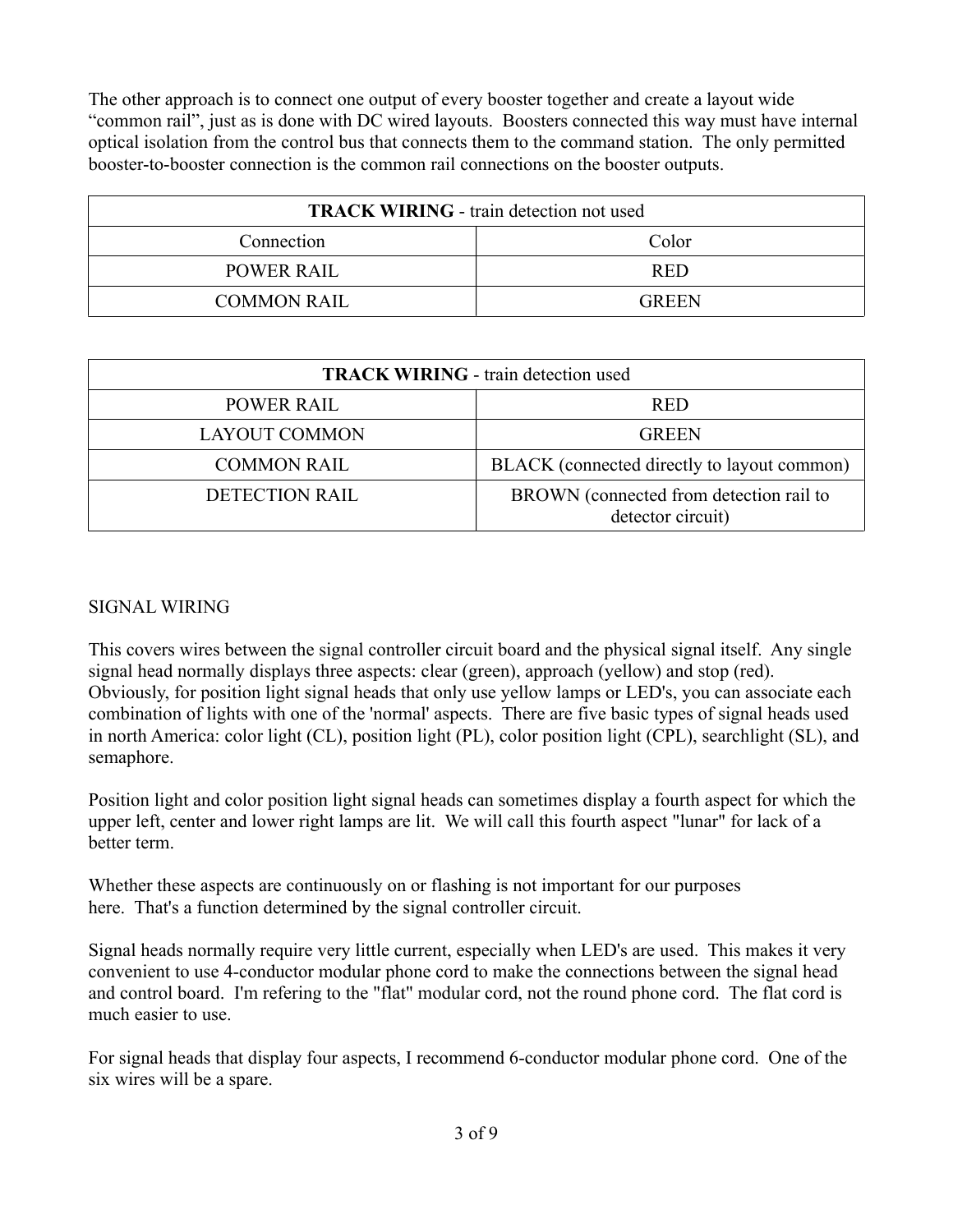The other approach is to connect one output of every booster together and create a layout wide “common rail”, just as is done with DC wired layouts. Boosters connected this way must have internal optical isolation from the control bus that connects them to the command station. The only permitted booster-to-booster connection is the common rail connections on the booster outputs.

| **TRACK WIRING** - train detection not used | |
|---|---|
| Connection | Color |
| POWER RAIL | RED |
| COMMON RAIL | GREEN |

| **TRACK WIRING** - train detection used | |
|---|---|
| POWER RAIL | RED |
| LAYOUT COMMON | GREEN |
| COMMON RAIL | BLACK (connected directly to layout common) |
| DETECTION RAIL | BROWN (connected from detection rail to detector circuit) |

## SIGNAL WIRING

This covers wires between the signal controller circuit board and the physical signal itself. Any single signal head normally displays three aspects: clear (green), approach (yellow) and stop (red). Obviously, for position light signal heads that only use yellow lamps or LED's, you can associate each combination of lights with one of the 'normal' aspects. There are five basic types of signal heads used in north America: color light (CL), position light (PL), color position light (CPL), searchlight (SL), and semaphore.

Position light and color position light signal heads can sometimes display a fourth aspect for which the upper left, center and lower right lamps are lit. We will call this fourth aspect "lunar" for lack of a better term.

Whether these aspects are continuously on or flashing is not important for our purposes here. That's a function determined by the signal controller circuit.

Signal heads normally require very little current, especially when LED's are used. This makes it very convenient to use 4-conductor modular phone cord to make the connections between the signal head and control board. I'm refering to the "flat" modular cord, not the round phone cord. The flat cord is much easier to use.

For signal heads that display four aspects, I recommend 6-conductor modular phone cord. One of the six wires will be a spare.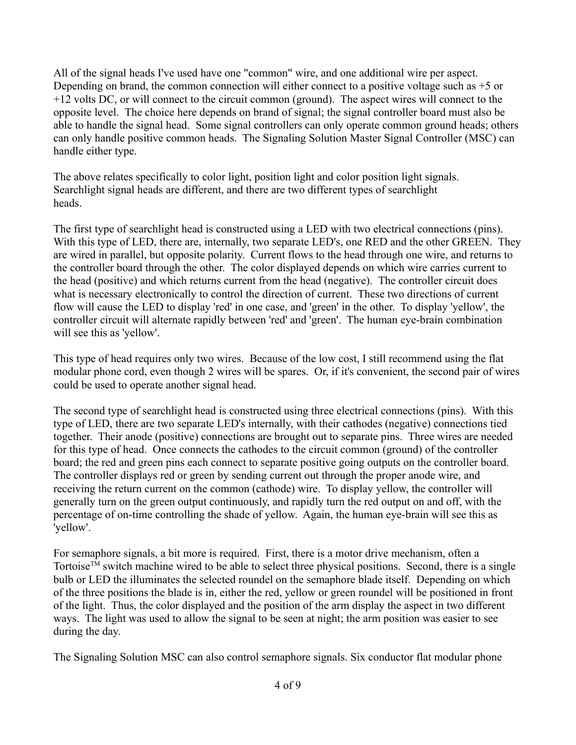All of the signal heads I've used have one "common" wire, and one additional wire per aspect. Depending on brand, the common connection will either connect to a positive voltage such as +5 or +12 volts DC, or will connect to the circuit common (ground). The aspect wires will connect to the opposite level. The choice here depends on brand of signal; the signal controller board must also be able to handle the signal head. Some signal controllers can only operate common ground heads; others can only handle positive common heads. The Signaling Solution Master Signal Controller (MSC) can handle either type.

The above relates specifically to color light, position light and color position light signals. Searchlight signal heads are different, and there are two different types of searchlight heads.

The first type of searchlight head is constructed using a LED with two electrical connections (pins). With this type of LED, there are, internally, two separate LED's, one RED and the other GREEN. They are wired in parallel, but opposite polarity. Current flows to the head through one wire, and returns to the controller board through the other. The color displayed depends on which wire carries current to the head (positive) and which returns current from the head (negative). The controller circuit does what is necessary electronically to control the direction of current. These two directions of current flow will cause the LED to display 'red' in one case, and 'green' in the other. To display 'yellow', the controller circuit will alternate rapidly between 'red' and 'green'. The human eye-brain combination will see this as 'yellow'.

This type of head requires only two wires. Because of the low cost, I still recommend using the flat modular phone cord, even though 2 wires will be spares. Or, if it's convenient, the second pair of wires could be used to operate another signal head.

The second type of searchlight head is constructed using three electrical connections (pins). With this type of LED, there are two separate LED's internally, with their cathodes (negative) connections tied together. Their anode (positive) connections are brought out to separate pins. Three wires are needed for this type of head. Once connects the cathodes to the circuit common (ground) of the controller board; the red and green pins each connect to separate positive going outputs on the controller board. The controller displays red or green by sending current out through the proper anode wire, and receiving the return current on the common (cathode) wire. To display yellow, the controller will generally turn on the green output continuously, and rapidly turn the red output on and off, with the percentage of on-time controlling the shade of yellow. Again, the human eye-brain will see this as 'yellow'.

For semaphore signals, a bit more is required. First, there is a motor drive mechanism, often a Tortoise™ switch machine wired to be able to select three physical positions. Second, there is a single bulb or LED the illuminates the selected roundel on the semaphore blade itself. Depending on which of the three positions the blade is in, either the red, yellow or green roundel will be positioned in front of the light. Thus, the color displayed and the position of the arm display the aspect in two different ways. The light was used to allow the signal to be seen at night; the arm position was easier to see during the day.

The Signaling Solution MSC can also control semaphore signals. Six conductor flat modular phone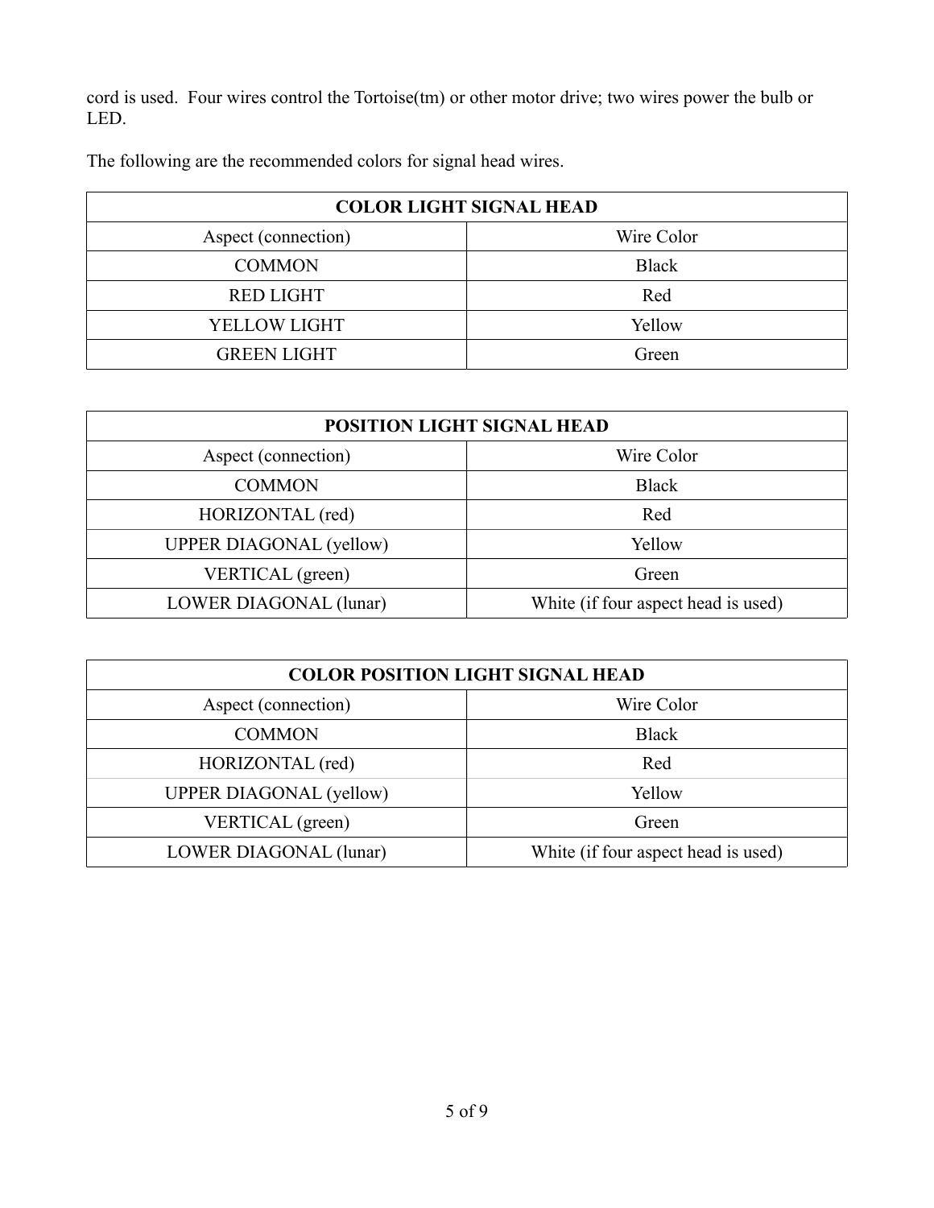cord is used.  Four wires control the Tortoise(tm) or other motor drive; two wires power the bulb or LED.

The following are the recommended colors for signal head wires.

| COLOR LIGHT SIGNAL HEAD | |
|---|---|
| Aspect (connection) | Wire Color |
| COMMON | Black |
| RED LIGHT | Red |
| YELLOW LIGHT | Yellow |
| GREEN LIGHT | Green |

| POSITION LIGHT SIGNAL HEAD | |
|---|---|
| Aspect (connection) | Wire Color |
| COMMON | Black |
| HORIZONTAL (red) | Red |
| UPPER DIAGONAL (yellow) | Yellow |
| VERTICAL (green) | Green |
| LOWER DIAGONAL (lunar) | White (if four aspect head is used) |

| COLOR POSITION LIGHT SIGNAL HEAD | |
|---|---|
| Aspect (connection) | Wire Color |
| COMMON | Black |
| HORIZONTAL (red) | Red |
| UPPER DIAGONAL (yellow) | Yellow |
| VERTICAL (green) | Green |
| LOWER DIAGONAL (lunar) | White (if four aspect head is used) |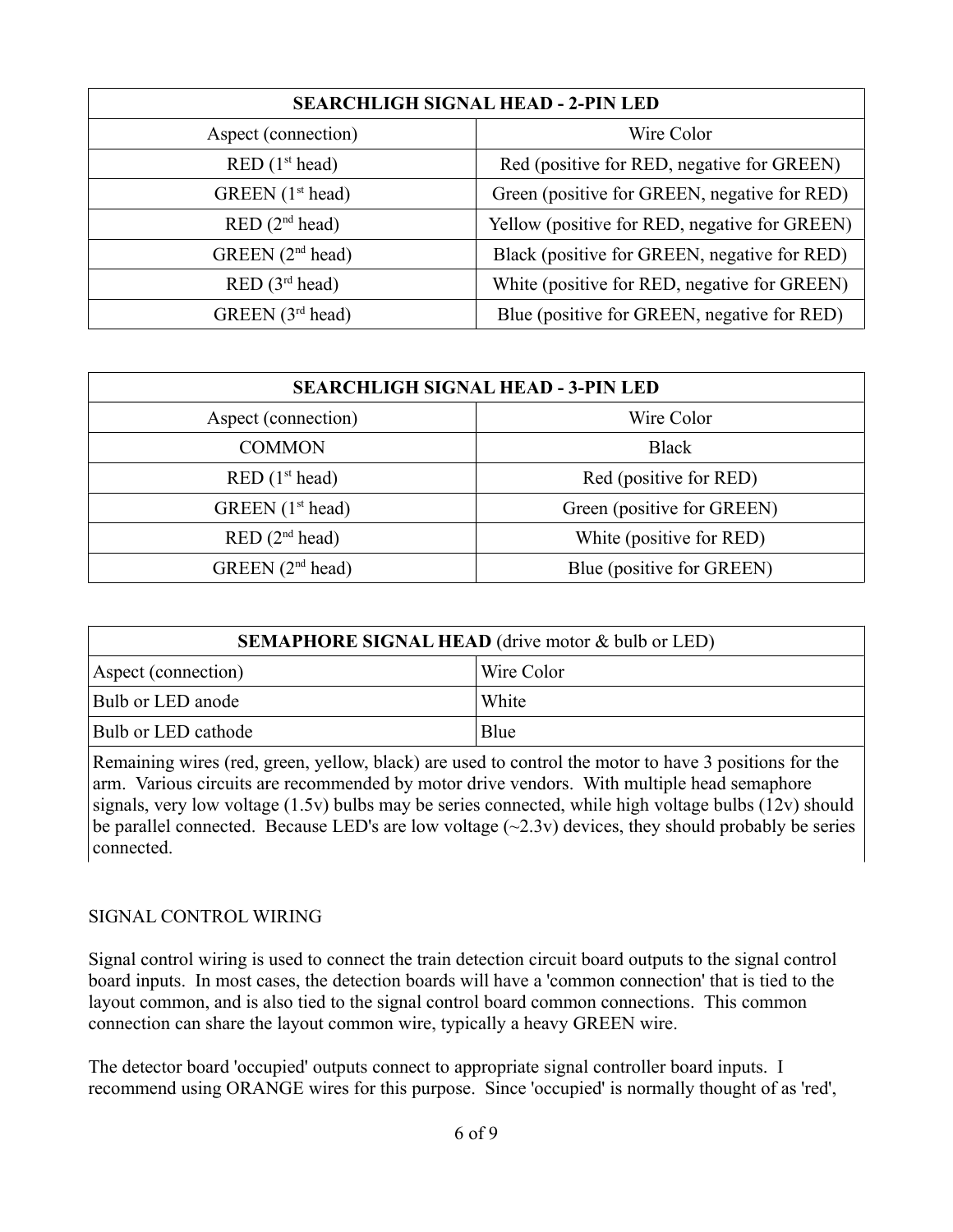| SEARCHLIGH SIGNAL HEAD - 2-PIN LED | |
|---|---|
| Aspect (connection) | Wire Color |
| RED (1st head) | Red (positive for RED, negative for GREEN) |
| GREEN (1st head) | Green (positive for GREEN, negative for RED) |
| RED (2nd head) | Yellow (positive for RED, negative for GREEN) |
| GREEN (2nd head) | Black (positive for GREEN, negative for RED) |
| RED (3rd head) | White (positive for RED, negative for GREEN) |
| GREEN (3rd head) | Blue (positive for GREEN, negative for RED) |

| SEARCHLIGH SIGNAL HEAD - 3-PIN LED | |
|---|---|
| Aspect (connection) | Wire Color |
| COMMON | Black |
| RED (1st head) | Red (positive for RED) |
| GREEN (1st head) | Green (positive for GREEN) |
| RED (2nd head) | White (positive for RED) |
| GREEN (2nd head) | Blue (positive for GREEN) |

| **SEMAPHORE SIGNAL HEAD** (drive motor & bulb or LED) | |
|---|---|
| Aspect (connection) | Wire Color |
| Bulb or LED anode | White |
| Bulb or LED cathode | Blue |
| Remaining wires (red, green, yellow, black) are used to control the motor to have 3 positions for the arm. Various circuits are recommended by motor drive vendors. With multiple head semaphore signals, very low voltage (1.5v) bulbs may be series connected, while high voltage bulbs (12v) should be parallel connected. Because LED's are low voltage (~2.3v) devices, they should probably be series connected. | |

SIGNAL CONTROL WIRING

Signal control wiring is used to connect the train detection circuit board outputs to the signal control board inputs. In most cases, the detection boards will have a 'common connection' that is tied to the layout common, and is also tied to the signal control board common connections. This common connection can share the layout common wire, typically a heavy GREEN wire.

The detector board 'occupied' outputs connect to appropriate signal controller board inputs. I recommend using ORANGE wires for this purpose. Since 'occupied' is normally thought of as 'red',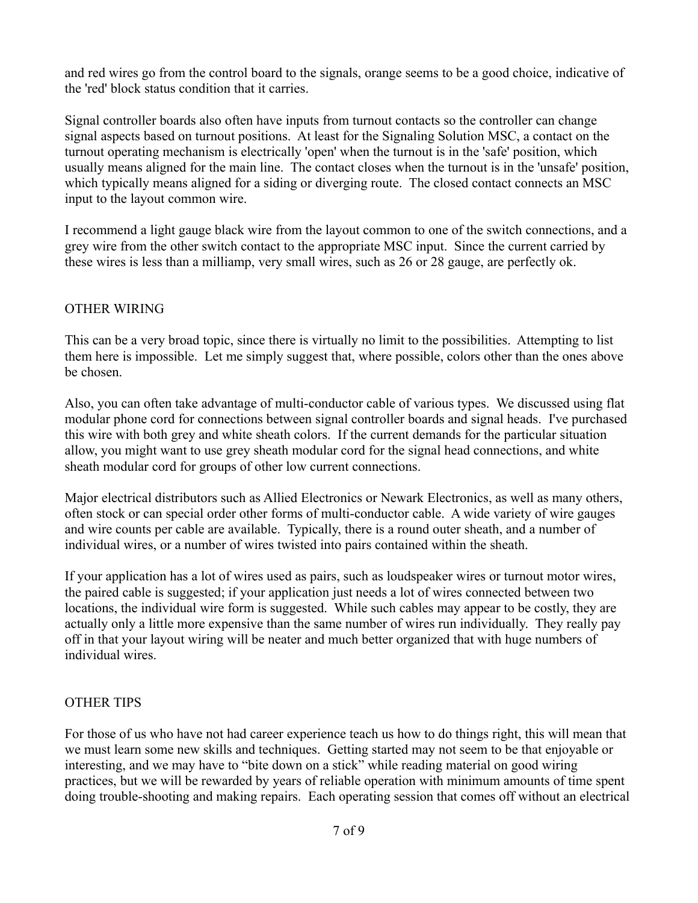and red wires go from the control board to the signals, orange seems to be a good choice, indicative of the 'red' block status condition that it carries.

Signal controller boards also often have inputs from turnout contacts so the controller can change signal aspects based on turnout positions. At least for the Signaling Solution MSC, a contact on the turnout operating mechanism is electrically 'open' when the turnout is in the 'safe' position, which usually means aligned for the main line. The contact closes when the turnout is in the 'unsafe' position, which typically means aligned for a siding or diverging route. The closed contact connects an MSC input to the layout common wire.

I recommend a light gauge black wire from the layout common to one of the switch connections, and a grey wire from the other switch contact to the appropriate MSC input. Since the current carried by these wires is less than a milliamp, very small wires, such as 26 or 28 gauge, are perfectly ok.

## OTHER WIRING

This can be a very broad topic, since there is virtually no limit to the possibilities. Attempting to list them here is impossible. Let me simply suggest that, where possible, colors other than the ones above be chosen.

Also, you can often take advantage of multi-conductor cable of various types. We discussed using flat modular phone cord for connections between signal controller boards and signal heads. I've purchased this wire with both grey and white sheath colors. If the current demands for the particular situation allow, you might want to use grey sheath modular cord for the signal head connections, and white sheath modular cord for groups of other low current connections.

Major electrical distributors such as Allied Electronics or Newark Electronics, as well as many others, often stock or can special order other forms of multi-conductor cable. A wide variety of wire gauges and wire counts per cable are available. Typically, there is a round outer sheath, and a number of individual wires, or a number of wires twisted into pairs contained within the sheath.

If your application has a lot of wires used as pairs, such as loudspeaker wires or turnout motor wires, the paired cable is suggested; if your application just needs a lot of wires connected between two locations, the individual wire form is suggested. While such cables may appear to be costly, they are actually only a little more expensive than the same number of wires run individually. They really pay off in that your layout wiring will be neater and much better organized that with huge numbers of individual wires.

## OTHER TIPS

For those of us who have not had career experience teach us how to do things right, this will mean that we must learn some new skills and techniques. Getting started may not seem to be that enjoyable or interesting, and we may have to “bite down on a stick” while reading material on good wiring practices, but we will be rewarded by years of reliable operation with minimum amounts of time spent doing trouble-shooting and making repairs. Each operating session that comes off without an electrical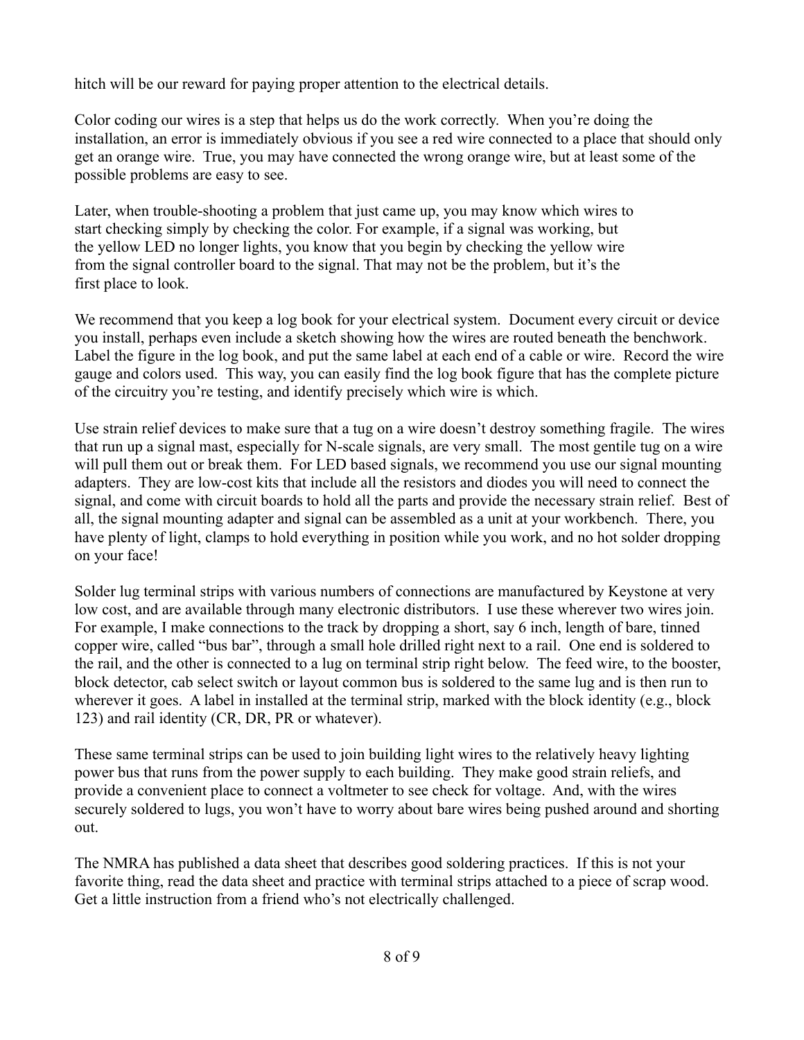hitch will be our reward for paying proper attention to the electrical details.

Color coding our wires is a step that helps us do the work correctly. When you're doing the installation, an error is immediately obvious if you see a red wire connected to a place that should only get an orange wire. True, you may have connected the wrong orange wire, but at least some of the possible problems are easy to see.

Later, when trouble-shooting a problem that just came up, you may know which wires to start checking simply by checking the color. For example, if a signal was working, but the yellow LED no longer lights, you know that you begin by checking the yellow wire from the signal controller board to the signal. That may not be the problem, but it's the first place to look.

We recommend that you keep a log book for your electrical system. Document every circuit or device you install, perhaps even include a sketch showing how the wires are routed beneath the benchwork. Label the figure in the log book, and put the same label at each end of a cable or wire. Record the wire gauge and colors used. This way, you can easily find the log book figure that has the complete picture of the circuitry you're testing, and identify precisely which wire is which.

Use strain relief devices to make sure that a tug on a wire doesn't destroy something fragile. The wires that run up a signal mast, especially for N-scale signals, are very small. The most gentile tug on a wire will pull them out or break them. For LED based signals, we recommend you use our signal mounting adapters. They are low-cost kits that include all the resistors and diodes you will need to connect the signal, and come with circuit boards to hold all the parts and provide the necessary strain relief. Best of all, the signal mounting adapter and signal can be assembled as a unit at your workbench. There, you have plenty of light, clamps to hold everything in position while you work, and no hot solder dropping on your face!

Solder lug terminal strips with various numbers of connections are manufactured by Keystone at very low cost, and are available through many electronic distributors. I use these wherever two wires join. For example, I make connections to the track by dropping a short, say 6 inch, length of bare, tinned copper wire, called "bus bar", through a small hole drilled right next to a rail. One end is soldered to the rail, and the other is connected to a lug on terminal strip right below. The feed wire, to the booster, block detector, cab select switch or layout common bus is soldered to the same lug and is then run to wherever it goes. A label in installed at the terminal strip, marked with the block identity (e.g., block 123) and rail identity (CR, DR, PR or whatever).

These same terminal strips can be used to join building light wires to the relatively heavy lighting power bus that runs from the power supply to each building. They make good strain reliefs, and provide a convenient place to connect a voltmeter to see check for voltage. And, with the wires securely soldered to lugs, you won't have to worry about bare wires being pushed around and shorting out.

The NMRA has published a data sheet that describes good soldering practices. If this is not your favorite thing, read the data sheet and practice with terminal strips attached to a piece of scrap wood. Get a little instruction from a friend who's not electrically challenged.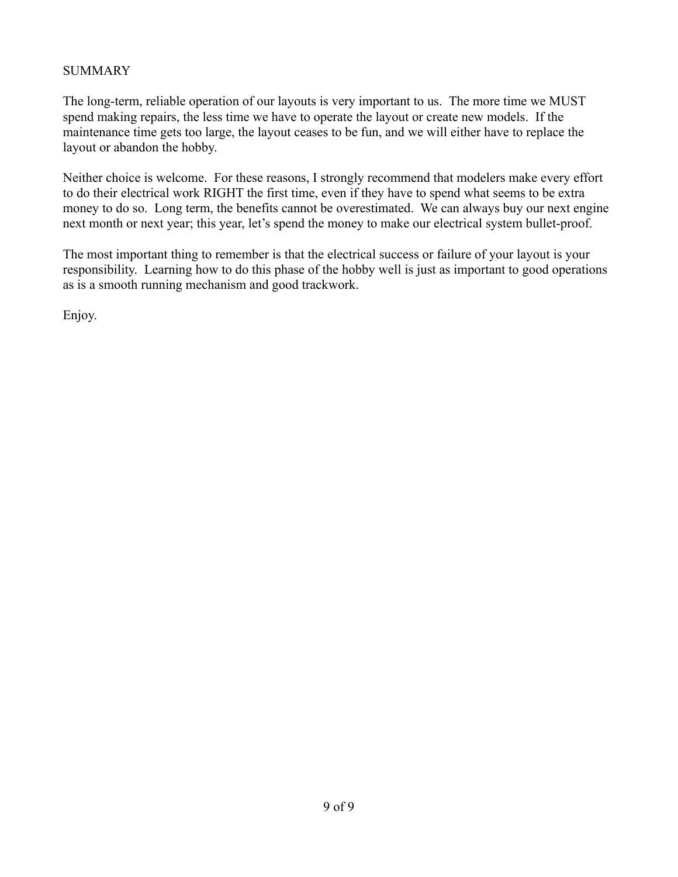## SUMMARY

The long-term, reliable operation of our layouts is very important to us. The more time we MUST spend making repairs, the less time we have to operate the layout or create new models. If the maintenance time gets too large, the layout ceases to be fun, and we will either have to replace the layout or abandon the hobby.

Neither choice is welcome. For these reasons, I strongly recommend that modelers make every effort to do their electrical work RIGHT the first time, even if they have to spend what seems to be extra money to do so. Long term, the benefits cannot be overestimated. We can always buy our next engine next month or next year; this year, let's spend the money to make our electrical system bullet-proof.

The most important thing to remember is that the electrical success or failure of your layout is your responsibility. Learning how to do this phase of the hobby well is just as important to good operations as is a smooth running mechanism and good trackwork.

Enjoy.